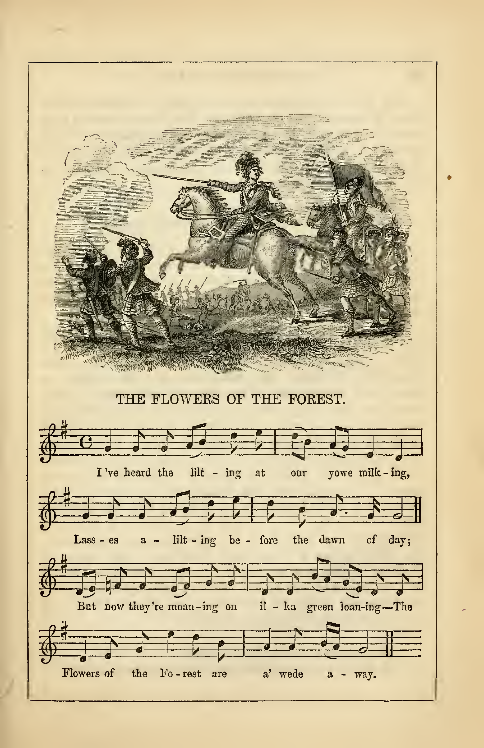THE FLOWERS OF THE FOREST.

I 've heard the lilt - ing at our yowe milk - ing,

Lass - es a - lilt - ing be - fore the dawn of day;

But now they're moan - ing on il - ka green loan - ing—The

Flowers of the Fo - rest are a' wede a - way.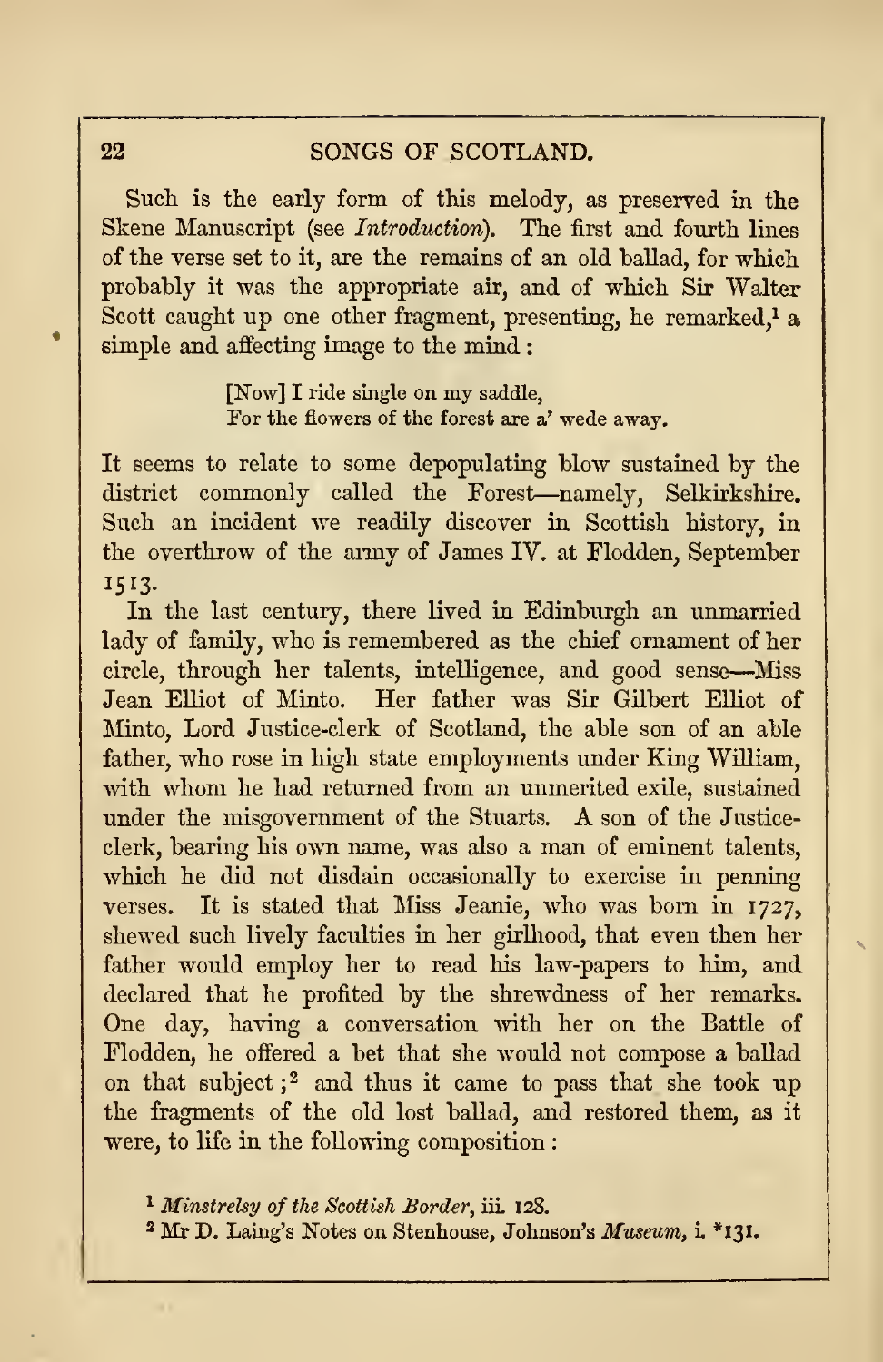Such is the early form of this melody, as preserved in the Skene Manuscript (see *Introduction*). The first and fourth lines of the verse set to it, are the remains of an old ballad, for which probably it was the appropriate air, and of which Sir Walter Scott caught up one other fragment, presenting, he remarked,[1] a simple and affecting image to the mind:

> [Now] I ride single on my saddle,
> For the flowers of the forest are a' wede away.

It seems to relate to some depopulating blow sustained by the district commonly called the Forest—namely, Selkirkshire. Such an incident we readily discover in Scottish history, in the overthrow of the army of James IV. at Flodden, September 1513.

In the last century, there lived in Edinburgh an unmarried lady of family, who is remembered as the chief ornament of her circle, through her talents, intelligence, and good sense—Miss Jean Elliot of Minto. Her father was Sir Gilbert Elliot of Minto, Lord Justice-clerk of Scotland, the able son of an able father, who rose in high state employments under King William, with whom he had returned from an unmerited exile, sustained under the misgovernment of the Stuarts. A son of the Justice-clerk, bearing his own name, was also a man of eminent talents, which he did not disdain occasionally to exercise in penning verses. It is stated that Miss Jeanie, who was born in 1727, shewed such lively faculties in her girlhood, that even then her father would employ her to read his law-papers to him, and declared that he profited by the shrewdness of her remarks. One day, having a conversation with her on the Battle of Flodden, he offered a bet that she would not compose a ballad on that subject;[2] and thus it came to pass that she took up the fragments of the old lost ballad, and restored them, as it were, to life in the following composition:

[1] *Minstrelsy of the Scottish Border*, iii. 128.

[2] Mr D. Laing's Notes on Stenhouse, Johnson's *Museum*, i. *131.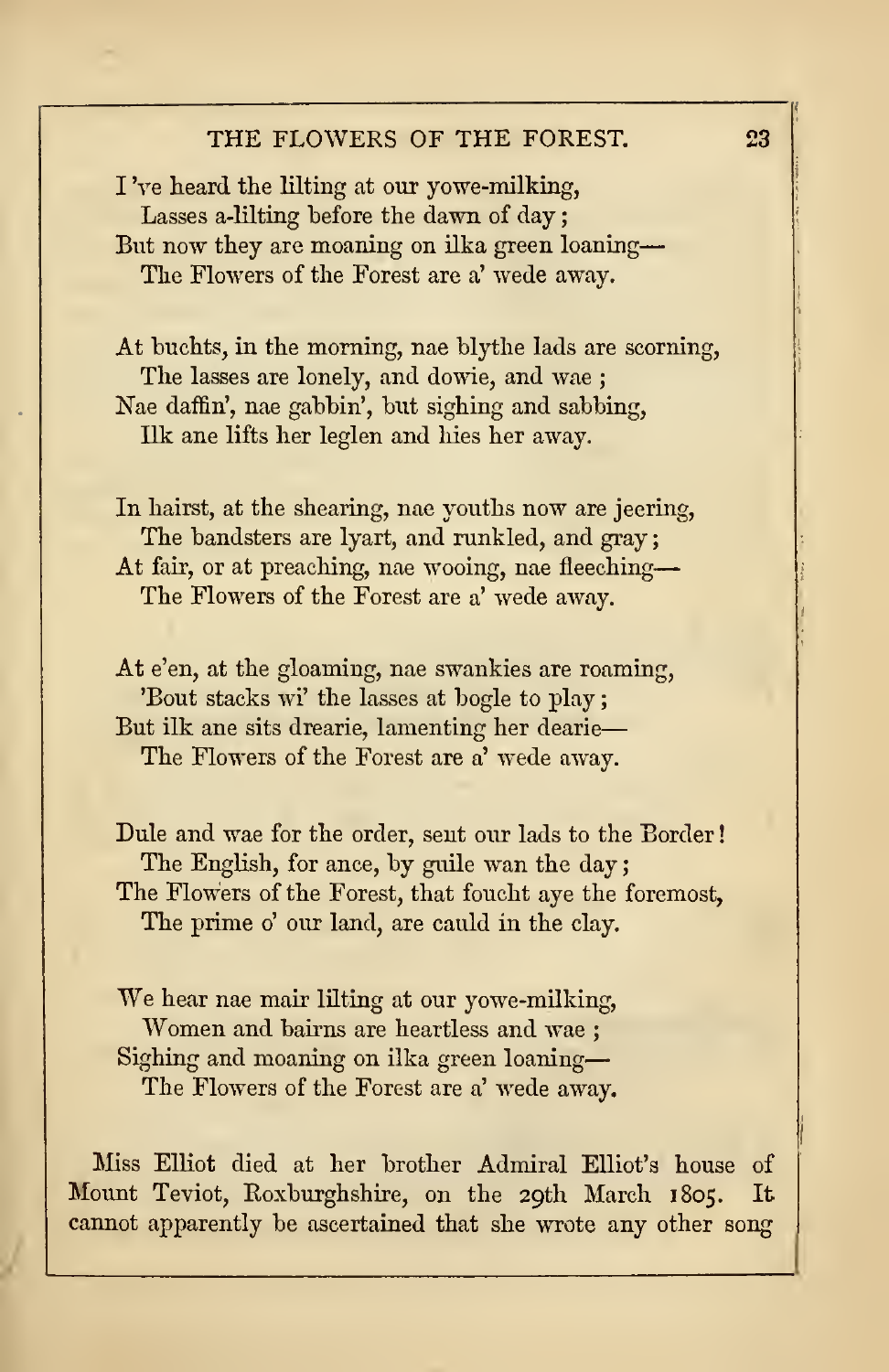I've heard the lilting at our yowe-milking,
  Lasses a-lilting before the dawn of day;
But now they are moaning on ilka green loaning—
  The Flowers of the Forest are a' wede away.

At buchts, in the morning, nae blythe lads are scorning,
  The lasses are lonely, and dowie, and wae;
Nae daffin', nae gabbin', but sighing and sabbing,
  Ilk ane lifts her leglen and hies her away.

In hairst, at the shearing, nae youths now are jeering,
  The bandsters are lyart, and runkled, and gray;
At fair, or at preaching, nae wooing, nae fleeching—
  The Flowers of the Forest are a' wede away.

At e'en, at the gloaming, nae swankies are roaming,
  'Bout stacks wi' the lasses at bogle to play;
But ilk ane sits drearie, lamenting her dearie—
  The Flowers of the Forest are a' wede away.

Dule and wae for the order, sent our lads to the Border!
  The English, for ance, by guile wan the day;
The Flowers of the Forest, that foucht aye the foremost,
  The prime o' our land, are cauld in the clay.

We hear nae mair lilting at our yowe-milking,
  Women and bairns are heartless and wae;
Sighing and moaning on ilka green loaning—
  The Flowers of the Forest are a' wede away.

Miss Elliot died at her brother Admiral Elliot's house of Mount Teviot, Roxburghshire, on the 29th March 1805. It cannot apparently be ascertained that she wrote any other song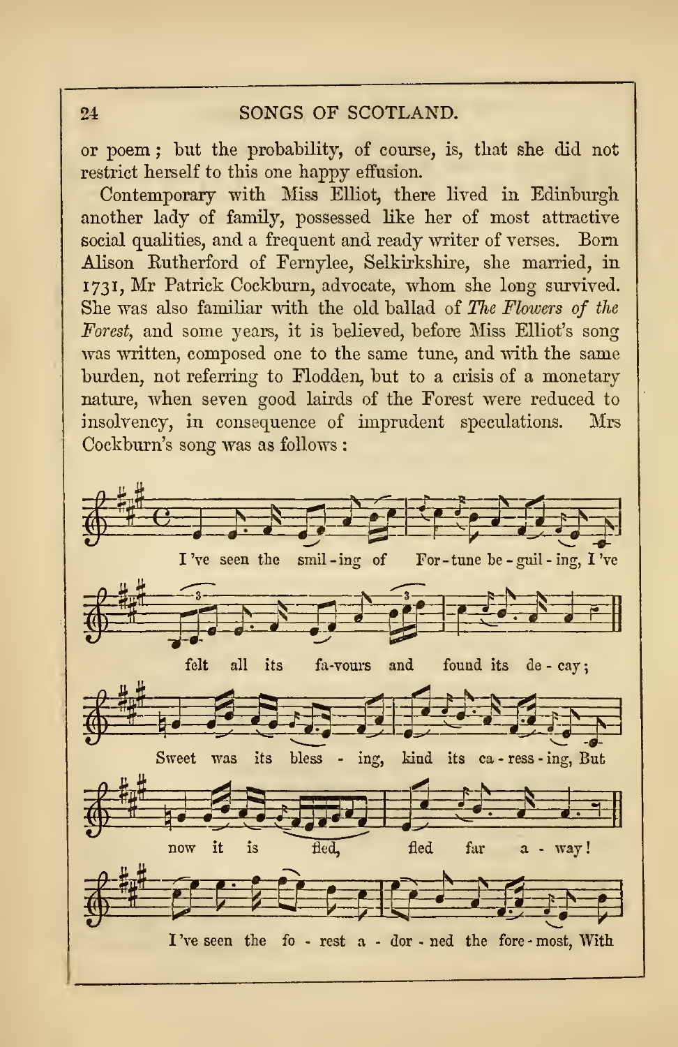or poem; but the probability, of course, is, that she did not restrict herself to this one happy effusion.

Contemporary with Miss Elliot, there lived in Edinburgh another lady of family, possessed like her of most attractive social qualities, and a frequent and ready writer of verses. Born Alison Rutherford of Fernylee, Selkirkshire, she married, in 1731, Mr Patrick Cockburn, advocate, whom she long survived. She was also familiar with the old ballad of *The Flowers of the Forest*, and some years, it is believed, before Miss Elliot's song was written, composed one to the same tune, and with the same burden, not referring to Flodden, but to a crisis of a monetary nature, when seven good lairds of the Forest were reduced to insolvency, in consequence of imprudent speculations. Mrs Cockburn's song was as follows:

I've seen the smil-ing of For-tune be-guil-ing, I've felt all its fa-vours and found its de-cay; Sweet was its bless-ing, kind its ca-ress-ing, But now it is fled, fled far a-way! I've seen the fo-rest a-dor-ned the fore-most, With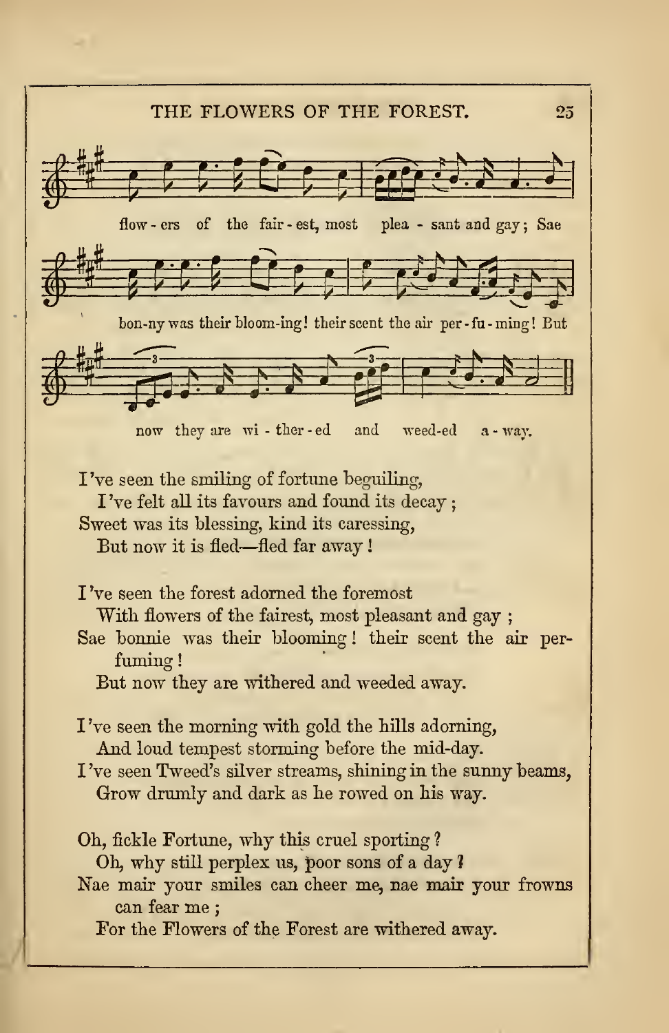flow - ers of the fair - est, most plea - sant and gay; Sae

bon-ny was their bloom-ing! their scent the air per - fu - ming! But

now they are wi - ther - ed and weed-ed a - way.

I've seen the smiling of fortune beguiling,
  I've felt all its favours and found its decay;
Sweet was its blessing, kind its caressing,
  But now it is fled—fled far away!

I've seen the forest adorned the foremost
  With flowers of the fairest, most pleasant and gay;
Sae bonnie was their blooming! their scent the air perfuming!
  But now they are withered and weeded away.

I've seen the morning with gold the hills adorning,
  And loud tempest storming before the mid-day.
I've seen Tweed's silver streams, shining in the sunny beams,
  Grow drumly and dark as he rowed on his way.

Oh, fickle Fortune, why this cruel sporting?
  Oh, why still perplex us, poor sons of a day?
Nae mair your smiles can cheer me, nae mair your frowns can fear me;
  For the Flowers of the Forest are withered away.